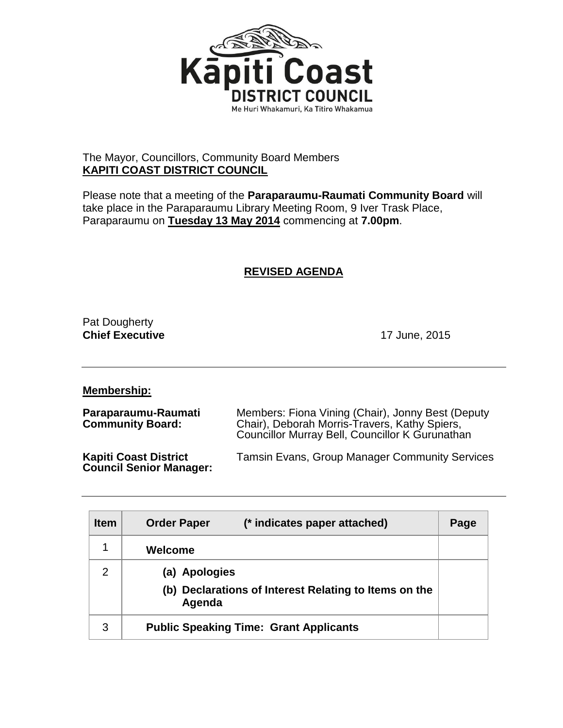Kāpiti Coast
DISTRICT COUNCIL
Me Huri Whakamuri, Ka Titiro Whakamua

The Mayor, Councillors, Community Board Members
**KAPITI COAST DISTRICT COUNCIL**

Please note that a meeting of the **Paraparaumu-Raumati Community Board** will take place in the Paraparaumu Library Meeting Room, 9 Iver Trask Place, Paraparaumu on **Tuesday 13 May 2014** commencing at **7.00pm**.

## REVISED AGENDA

Pat Dougherty
**Chief Executive**

17 June, 2015

---

**Membership:**

**Paraparaumu-Raumati Community Board:** Members: Fiona Vining (Chair), Jonny Best (Deputy Chair), Deborah Morris-Travers, Kathy Spiers, Councillor Murray Bell, Councillor K Gurunathan

**Kapiti Coast District Council Senior Manager:** Tamsin Evans, Group Manager Community Services

---

| Item | Order Paper (* indicates paper attached) | Page |
|---|---|---|
| 1 | **Welcome** | |
| 2 | **(a) Apologies**<br>**(b) Declarations of Interest Relating to Items on the Agenda** | |
| 3 | **Public Speaking Time: Grant Applicants** | |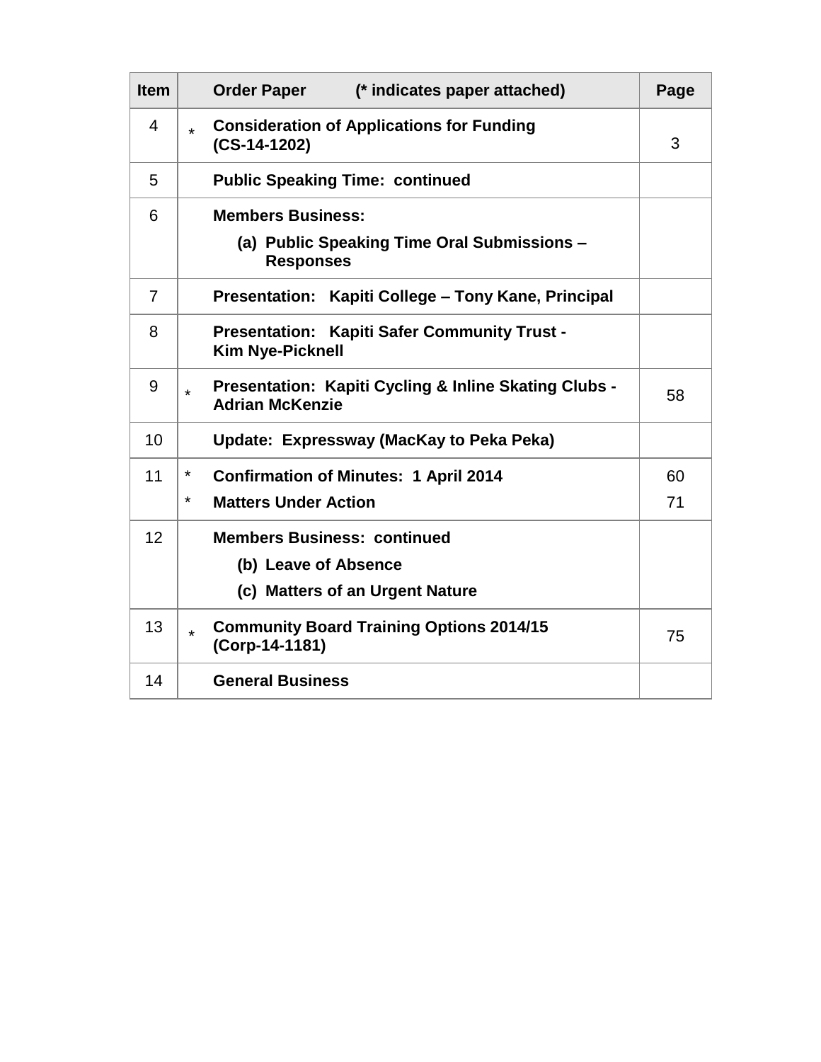| Item | | Order Paper (* indicates paper attached) | Page |
|---|---|---|---|
| 4 | * | **Consideration of Applications for Funding (CS-14-1202)** | 3 |
| 5 | | **Public Speaking Time: continued** | |
| 6 | | **Members Business:**<br>**(a) Public Speaking Time Oral Submissions – Responses** | |
| 7 | | **Presentation: Kapiti College – Tony Kane, Principal** | |
| 8 | | **Presentation: Kapiti Safer Community Trust - Kim Nye-Picknell** | |
| 9 | * | **Presentation: Kapiti Cycling & Inline Skating Clubs - Adrian McKenzie** | 58 |
| 10 | | **Update: Expressway (MacKay to Peka Peka)** | |
| 11 | *<br>* | **Confirmation of Minutes: 1 April 2014**<br>**Matters Under Action** | 60<br>71 |
| 12 | | **Members Business: continued**<br>**(b) Leave of Absence**<br>**(c) Matters of an Urgent Nature** | |
| 13 | * | **Community Board Training Options 2014/15 (Corp-14-1181)** | 75 |
| 14 | | **General Business** | |